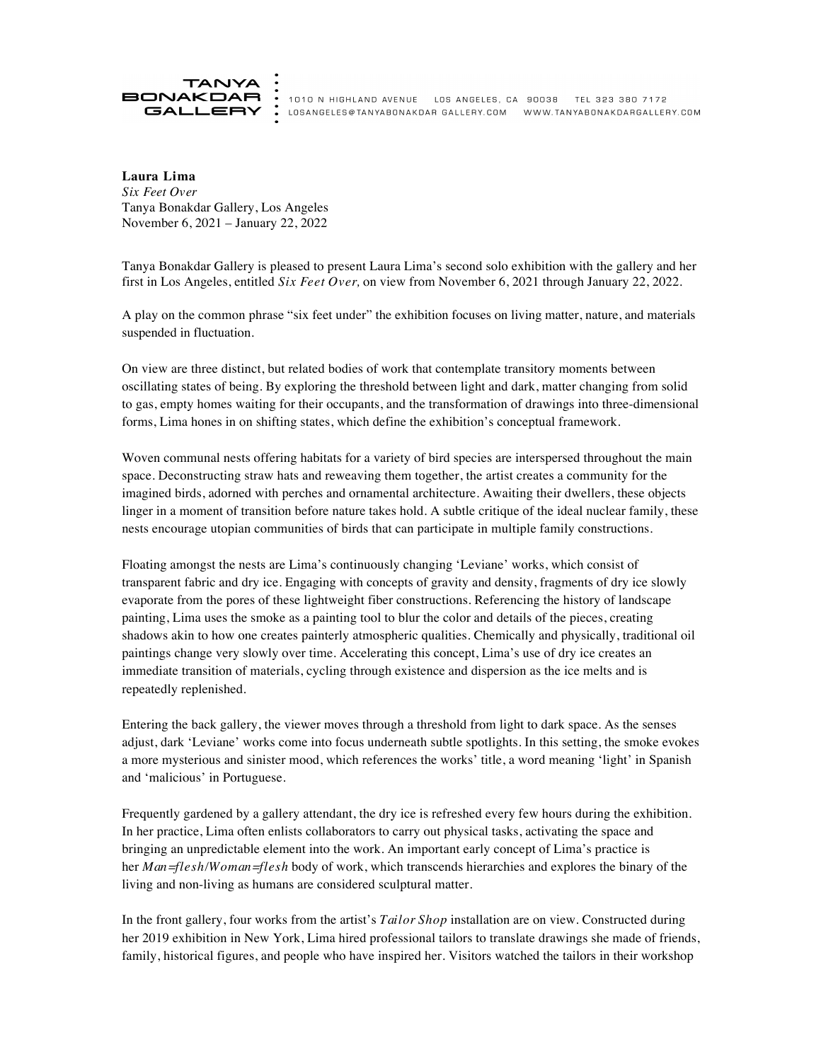TANYA BONAKDAR GALLERY

1010 N HIGHLAND AVENUE LOS ANGELES, CA 90038 TEL 323 380 7172
LOSANGELES@TANYABONAKDARGALLERY.COM WWW.TANYABONAKDARGALLERY.COM

**Laura Lima**
*Six Feet Over*
Tanya Bonakdar Gallery, Los Angeles
November 6, 2021 – January 22, 2022

Tanya Bonakdar Gallery is pleased to present Laura Lima's second solo exhibition with the gallery and her first in Los Angeles, entitled *Six Feet Over,* on view from November 6, 2021 through January 22, 2022.

A play on the common phrase "six feet under" the exhibition focuses on living matter, nature, and materials suspended in fluctuation.

On view are three distinct, but related bodies of work that contemplate transitory moments between oscillating states of being. By exploring the threshold between light and dark, matter changing from solid to gas, empty homes waiting for their occupants, and the transformation of drawings into three-dimensional forms, Lima hones in on shifting states, which define the exhibition's conceptual framework.

Woven communal nests offering habitats for a variety of bird species are interspersed throughout the main space. Deconstructing straw hats and reweaving them together, the artist creates a community for the imagined birds, adorned with perches and ornamental architecture. Awaiting their dwellers, these objects linger in a moment of transition before nature takes hold. A subtle critique of the ideal nuclear family, these nests encourage utopian communities of birds that can participate in multiple family constructions.

Floating amongst the nests are Lima's continuously changing 'Leviane' works, which consist of transparent fabric and dry ice. Engaging with concepts of gravity and density, fragments of dry ice slowly evaporate from the pores of these lightweight fiber constructions. Referencing the history of landscape painting, Lima uses the smoke as a painting tool to blur the color and details of the pieces, creating shadows akin to how one creates painterly atmospheric qualities. Chemically and physically, traditional oil paintings change very slowly over time. Accelerating this concept, Lima's use of dry ice creates an immediate transition of materials, cycling through existence and dispersion as the ice melts and is repeatedly replenished.

Entering the back gallery, the viewer moves through a threshold from light to dark space. As the senses adjust, dark 'Leviane' works come into focus underneath subtle spotlights. In this setting, the smoke evokes a more mysterious and sinister mood, which references the works' title, a word meaning 'light' in Spanish and 'malicious' in Portuguese.

Frequently gardened by a gallery attendant, the dry ice is refreshed every few hours during the exhibition. In her practice, Lima often enlists collaborators to carry out physical tasks, activating the space and bringing an unpredictable element into the work. An important early concept of Lima's practice is her *Man=flesh/Woman=flesh* body of work, which transcends hierarchies and explores the binary of the living and non-living as humans are considered sculptural matter.

In the front gallery, four works from the artist's *Tailor Shop* installation are on view. Constructed during her 2019 exhibition in New York, Lima hired professional tailors to translate drawings she made of friends, family, historical figures, and people who have inspired her. Visitors watched the tailors in their workshop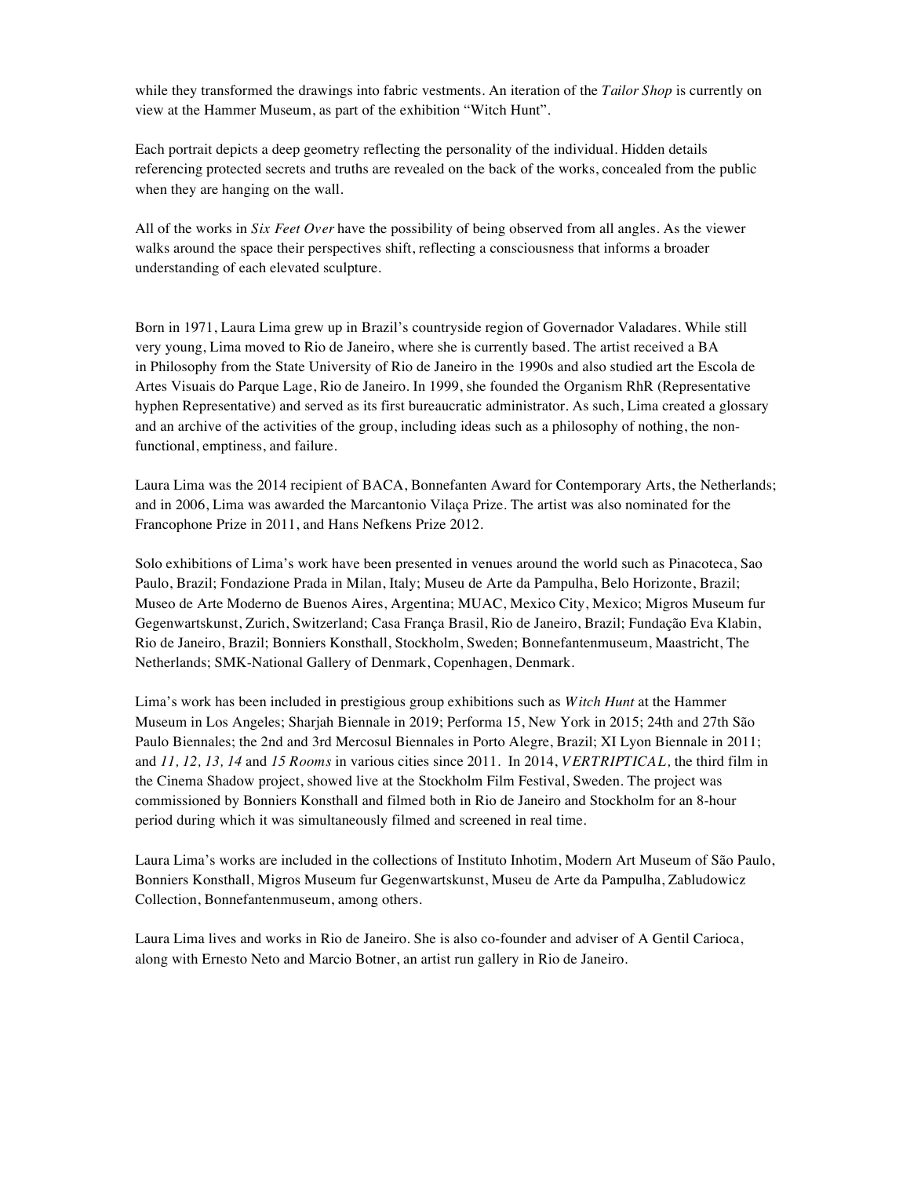while they transformed the drawings into fabric vestments. An iteration of the *Tailor Shop* is currently on view at the Hammer Museum, as part of the exhibition "Witch Hunt".

Each portrait depicts a deep geometry reflecting the personality of the individual. Hidden details referencing protected secrets and truths are revealed on the back of the works, concealed from the public when they are hanging on the wall.

All of the works in *Six Feet Over* have the possibility of being observed from all angles. As the viewer walks around the space their perspectives shift, reflecting a consciousness that informs a broader understanding of each elevated sculpture.

Born in 1971, Laura Lima grew up in Brazil's countryside region of Governador Valadares. While still very young, Lima moved to Rio de Janeiro, where she is currently based. The artist received a BA in Philosophy from the State University of Rio de Janeiro in the 1990s and also studied art the Escola de Artes Visuais do Parque Lage, Rio de Janeiro. In 1999, she founded the Organism RhR (Representative hyphen Representative) and served as its first bureaucratic administrator. As such, Lima created a glossary and an archive of the activities of the group, including ideas such as a philosophy of nothing, the non-functional, emptiness, and failure.

Laura Lima was the 2014 recipient of BACA, Bonnefanten Award for Contemporary Arts, the Netherlands; and in 2006, Lima was awarded the Marcantonio Vilaça Prize. The artist was also nominated for the Francophone Prize in 2011, and Hans Nefkens Prize 2012.

Solo exhibitions of Lima's work have been presented in venues around the world such as Pinacoteca, Sao Paulo, Brazil; Fondazione Prada in Milan, Italy; Museu de Arte da Pampulha, Belo Horizonte, Brazil; Museo de Arte Moderno de Buenos Aires, Argentina; MUAC, Mexico City, Mexico; Migros Museum fur Gegenwartskunst, Zurich, Switzerland; Casa França Brasil, Rio de Janeiro, Brazil; Fundação Eva Klabin, Rio de Janeiro, Brazil; Bonniers Konsthall, Stockholm, Sweden; Bonnefantenmuseum, Maastricht, The Netherlands; SMK-National Gallery of Denmark, Copenhagen, Denmark.

Lima's work has been included in prestigious group exhibitions such as *Witch Hunt* at the Hammer Museum in Los Angeles; Sharjah Biennale in 2019; Performa 15, New York in 2015; 24th and 27th São Paulo Biennales; the 2nd and 3rd Mercosul Biennales in Porto Alegre, Brazil; XI Lyon Biennale in 2011; and *11, 12, 13, 14* and *15 Rooms* in various cities since 2011. In 2014, *VERTRIPTICAL,* the third film in the Cinema Shadow project, showed live at the Stockholm Film Festival, Sweden. The project was commissioned by Bonniers Konsthall and filmed both in Rio de Janeiro and Stockholm for an 8-hour period during which it was simultaneously filmed and screened in real time.

Laura Lima's works are included in the collections of Instituto Inhotim, Modern Art Museum of São Paulo, Bonniers Konsthall, Migros Museum fur Gegenwartskunst, Museu de Arte da Pampulha, Zabludowicz Collection, Bonnefantenmuseum, among others.

Laura Lima lives and works in Rio de Janeiro. She is also co-founder and adviser of A Gentil Carioca, along with Ernesto Neto and Marcio Botner, an artist run gallery in Rio de Janeiro.